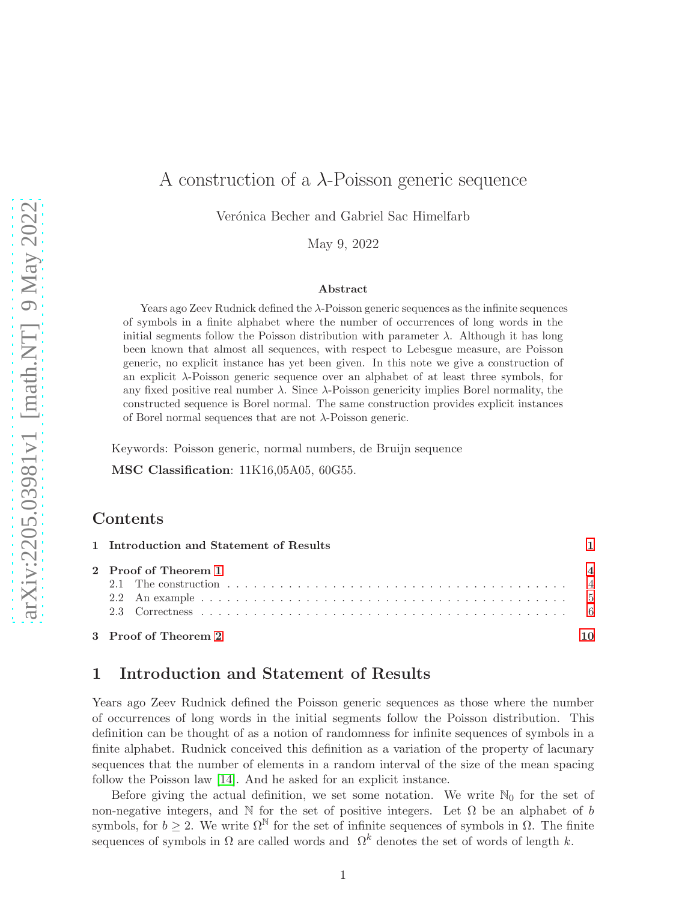# A construction of a $\lambda$-Poisson generic sequence

Verónica Becher and Gabriel Sac Himelfarb

May 9, 2022

### Abstract

Years ago Zeev Rudnick defined the $\lambda$-Poisson generic sequences as the infinite sequences of symbols in a finite alphabet where the number of occurrences of long words in the initial segments follow the Poisson distribution with parameter $\lambda$. Although it has long been known that almost all sequences, with respect to Lebesgue measure, are Poisson generic, no explicit instance has yet been given. In this note we give a construction of an explicit $\lambda$-Poisson generic sequence over an alphabet of at least three symbols, for any fixed positive real number $\lambda$. Since $\lambda$-Poisson genericity implies Borel normality, the constructed sequence is Borel normal. The same construction provides explicit instances of Borel normal sequences that are not $\lambda$-Poisson generic.

Keywords: Poisson generic, normal numbers, de Bruijn sequence

**MSC Classification**: 11K16,05A05, 60G55.

## Contents

1 Introduction and Statement of Results — 1

2 Proof of Theorem 1 — 4
- 2.1 The construction — 4
- 2.2 An example — 5
- 2.3 Correctness — 6

3 Proof of Theorem 2 — 10

## 1 Introduction and Statement of Results

Years ago Zeev Rudnick defined the Poisson generic sequences as those where the number of occurrences of long words in the initial segments follow the Poisson distribution. This definition can be thought of as a notion of randomness for infinite sequences of symbols in a finite alphabet. Rudnick conceived this definition as a variation of the property of lacunary sequences that the number of elements in a random interval of the size of the mean spacing follow the Poisson law [14]. And he asked for an explicit instance.

Before giving the actual definition, we set some notation. We write $\mathbb{N}_0$ for the set of non-negative integers, and $\mathbb{N}$ for the set of positive integers. Let $\Omega$ be an alphabet of $b$ symbols, for $b \geq 2$. We write $\Omega^{\mathbb{N}}$ for the set of infinite sequences of symbols in $\Omega$. The finite sequences of symbols in $\Omega$ are called words and $\Omega^k$ denotes the set of words of length $k$.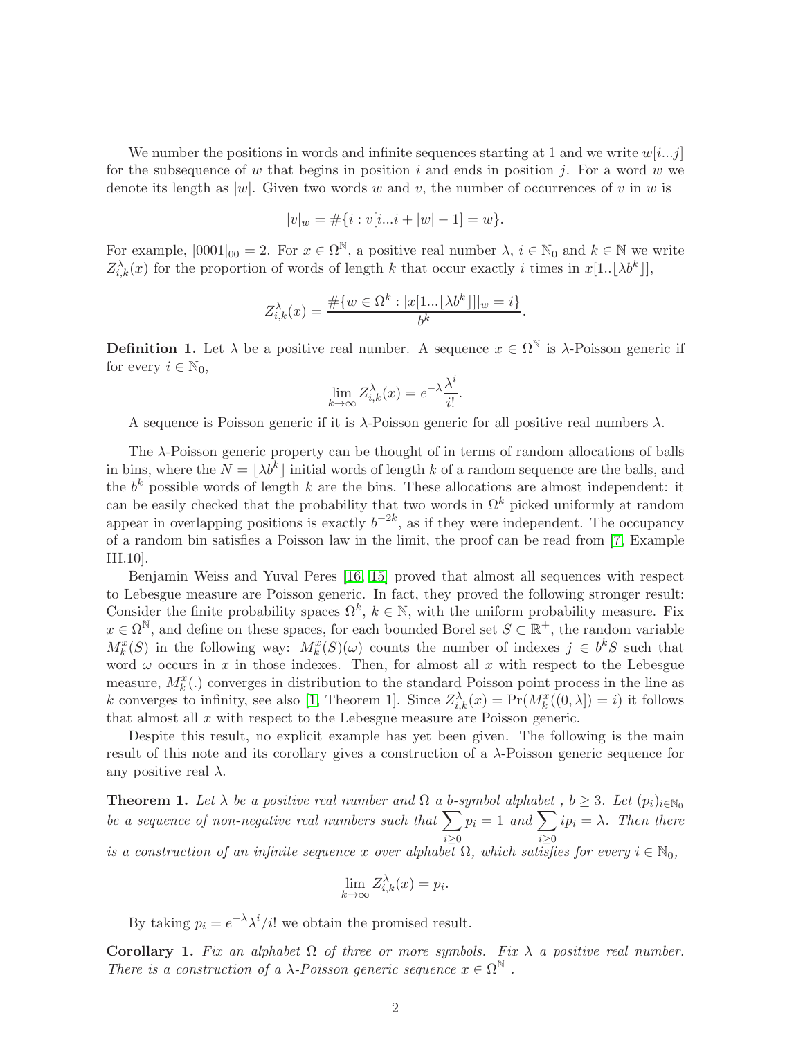We number the positions in words and infinite sequences starting at 1 and we write $w[i...j]$ for the subsequence of $w$ that begins in position $i$ and ends in position $j$. For a word $w$ we denote its length as $|w|$. Given two words $w$ and $v$, the number of occurrences of $v$ in $w$ is

$$|v|_w = \#\{i : v[i...i + |w| - 1] = w\}.$$

For example, $|0001|_{00} = 2$. For $x \in \Omega^{\mathbb{N}}$, a positive real number $\lambda$, $i \in \mathbb{N}_0$ and $k \in \mathbb{N}$ we write $Z^{\lambda}_{i,k}(x)$ for the proportion of words of length $k$ that occur exactly $i$ times in $x[1..\lfloor \lambda b^k \rfloor]$,

$$Z^{\lambda}_{i,k}(x) = \frac{\#\{w \in \Omega^k : |x[1...\lfloor \lambda b^k \rfloor]|_w = i\}}{b^k}.$$

**Definition 1.** Let $\lambda$ be a positive real number. A sequence $x \in \Omega^{\mathbb{N}}$ is $\lambda$-Poisson generic if for every $i \in \mathbb{N}_0$,

$$\lim_{k \to \infty} Z^{\lambda}_{i,k}(x) = e^{-\lambda} \frac{\lambda^i}{i!}.$$

A sequence is Poisson generic if it is $\lambda$-Poisson generic for all positive real numbers $\lambda$.

The $\lambda$-Poisson generic property can be thought of in terms of random allocations of balls in bins, where the $N = \lfloor \lambda b^k \rfloor$ initial words of length $k$ of a random sequence are the balls, and the $b^k$ possible words of length $k$ are the bins. These allocations are almost independent: it can be easily checked that the probability that two words in $\Omega^k$ picked uniformly at random appear in overlapping positions is exactly $b^{-2k}$, as if they were independent. The occupancy of a random bin satisfies a Poisson law in the limit, the proof can be read from [7, Example III.10].

Benjamin Weiss and Yuval Peres [16, 15] proved that almost all sequences with respect to Lebesgue measure are Poisson generic. In fact, they proved the following stronger result: Consider the finite probability spaces $\Omega^k$, $k \in \mathbb{N}$, with the uniform probability measure. Fix $x \in \Omega^{\mathbb{N}}$, and define on these spaces, for each bounded Borel set $S \subset \mathbb{R}^+$, the random variable $M^x_k(S)$ in the following way: $M^x_k(S)(\omega)$ counts the number of indexes $j \in b^k S$ such that word $\omega$ occurs in $x$ in those indexes. Then, for almost all $x$ with respect to the Lebesgue measure, $M^x_k(.)$ converges in distribution to the standard Poisson point process in the line as $k$ converges to infinity, see also [1, Theorem 1]. Since $Z^{\lambda}_{i,k}(x) = \Pr(M^x_k((0, \lambda]) = i)$ it follows that almost all $x$ with respect to the Lebesgue measure are Poisson generic.

Despite this result, no explicit example has yet been given. The following is the main result of this note and its corollary gives a construction of a $\lambda$-Poisson generic sequence for any positive real $\lambda$.

**Theorem 1.** *Let $\lambda$ be a positive real number and $\Omega$ a $b$-symbol alphabet , $b \geq 3$. Let $(p_i)_{i \in \mathbb{N}_0}$ be a sequence of non-negative real numbers such that $\sum_{i \geq 0} p_i = 1$ and $\sum_{i \geq 0} i p_i = \lambda$. Then there is a construction of an infinite sequence $x$ over alphabet $\Omega$, which satisfies for every $i \in \mathbb{N}_0$,*

$$\lim_{k \to \infty} Z^{\lambda}_{i,k}(x) = p_i.$$

By taking $p_i = e^{-\lambda} \lambda^i / i!$ we obtain the promised result.

**Corollary 1.** *Fix an alphabet $\Omega$ of three or more symbols. Fix $\lambda$ a positive real number. There is a construction of a $\lambda$-Poisson generic sequence $x \in \Omega^{\mathbb{N}}$ .*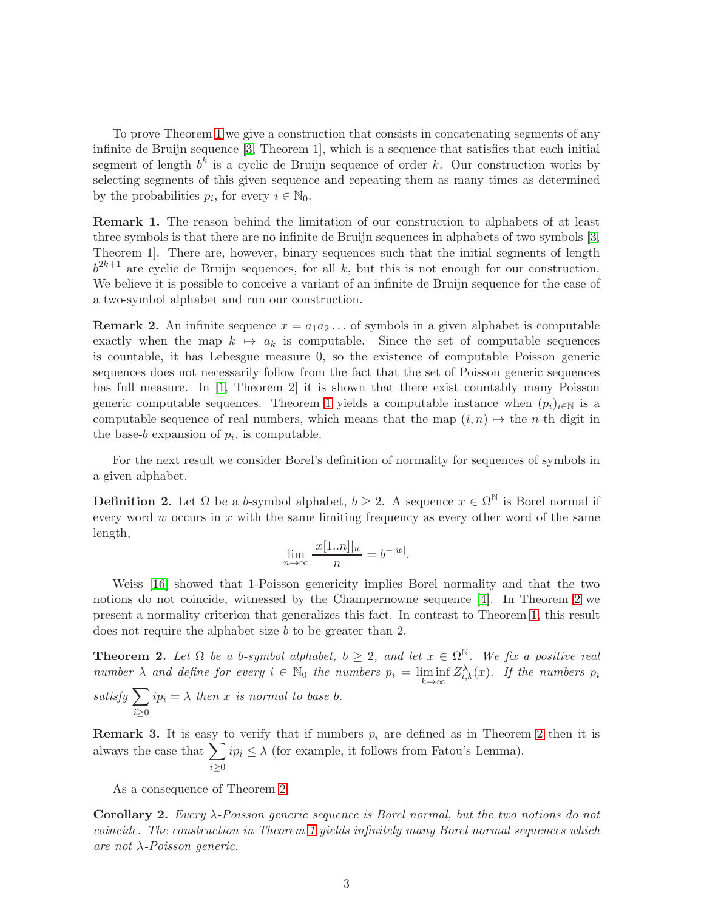To prove Theorem 1 we give a construction that consists in concatenating segments of any infinite de Bruijn sequence [3, Theorem 1], which is a sequence that satisfies that each initial segment of length $b^k$ is a cyclic de Bruijn sequence of order $k$. Our construction works by selecting segments of this given sequence and repeating them as many times as determined by the probabilities $p_i$, for every $i \in \mathbb{N}_0$.

**Remark 1.** The reason behind the limitation of our construction to alphabets of at least three symbols is that there are no infinite de Bruijn sequences in alphabets of two symbols [3, Theorem 1]. There are, however, binary sequences such that the initial segments of length $b^{2k+1}$ are cyclic de Bruijn sequences, for all $k$, but this is not enough for our construction. We believe it is possible to conceive a variant of an infinite de Bruijn sequence for the case of a two-symbol alphabet and run our construction.

**Remark 2.** An infinite sequence $x = a_1 a_2 \ldots$ of symbols in a given alphabet is computable exactly when the map $k \mapsto a_k$ is computable. Since the set of computable sequences is countable, it has Lebesgue measure 0, so the existence of computable Poisson generic sequences does not necessarily follow from the fact that the set of Poisson generic sequences has full measure. In [1, Theorem 2] it is shown that there exist countably many Poisson generic computable sequences. Theorem 1 yields a computable instance when $(p_i)_{i\in\mathbb{N}}$ is a computable sequence of real numbers, which means that the map $(i, n) \mapsto$ the $n$-th digit in the base-$b$ expansion of $p_i$, is computable.

For the next result we consider Borel's definition of normality for sequences of symbols in a given alphabet.

**Definition 2.** Let $\Omega$ be a $b$-symbol alphabet, $b \geq 2$. A sequence $x \in \Omega^{\mathbb{N}}$ is Borel normal if every word $w$ occurs in $x$ with the same limiting frequency as every other word of the same length,

$$\lim_{n\to\infty} \frac{|x[1..n]|_w}{n} = b^{-|w|}.$$

Weiss [16] showed that 1-Poisson genericity implies Borel normality and that the two notions do not coincide, witnessed by the Champernowne sequence [4]. In Theorem 2 we present a normality criterion that generalizes this fact. In contrast to Theorem 1, this result does not require the alphabet size $b$ to be greater than 2.

**Theorem 2.** *Let $\Omega$ be a $b$-symbol alphabet, $b \geq 2$, and let $x \in \Omega^{\mathbb{N}}$. We fix a positive real number $\lambda$ and define for every $i \in \mathbb{N}_0$ the numbers $p_i = \liminf_{k\to\infty} Z^{\lambda}_{i,k}(x)$. If the numbers $p_i$ satisfy $\sum_{i\geq 0} i p_i = \lambda$ then $x$ is normal to base $b$.*

**Remark 3.** It is easy to verify that if numbers $p_i$ are defined as in Theorem 2 then it is always the case that $\sum_{i\geq 0} i p_i \leq \lambda$ (for example, it follows from Fatou's Lemma).

As a consequence of Theorem 2,

**Corollary 2.** *Every $\lambda$-Poisson generic sequence is Borel normal, but the two notions do not coincide. The construction in Theorem 1 yields infinitely many Borel normal sequences which are not $\lambda$-Poisson generic.*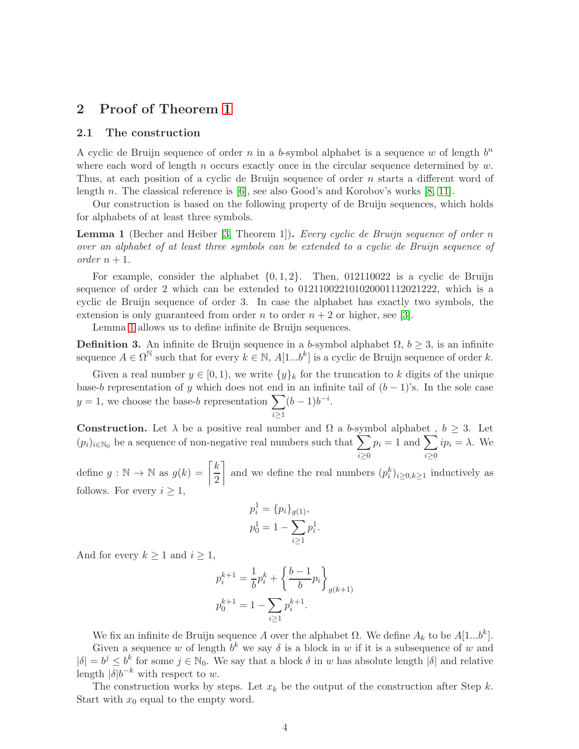## 2 Proof of Theorem 1

### 2.1 The construction

A cyclic de Bruijn sequence of order $n$ in a $b$-symbol alphabet is a sequence $w$ of length $b^n$ where each word of length $n$ occurs exactly once in the circular sequence determined by $w$. Thus, at each position of a cyclic de Bruijn sequence of order $n$ starts a different word of length $n$. The classical reference is [6], see also Good's and Korobov's works [8, 11].

Our construction is based on the following property of de Bruijn sequences, which holds for alphabets of at least three symbols.

**Lemma 1** (Becher and Heiber [3, Theorem 1])**.** *Every cyclic de Bruijn sequence of order $n$ over an alphabet of at least three symbols can be extended to a cyclic de Bruijn sequence of order $n+1$.*

For example, consider the alphabet $\{0, 1, 2\}$. Then, 012110022 is a cyclic de Bruijn sequence of order 2 which can be extended to 012110022101020001112021222, which is a cyclic de Bruijn sequence of order 3. In case the alphabet has exactly two symbols, the extension is only guaranteed from order $n$ to order $n+2$ or higher, see [3].

Lemma 1 allows us to define infinite de Bruijn sequences.

**Definition 3.** An infinite de Bruijn sequence in a $b$-symbol alphabet $\Omega$, $b \geq 3$, is an infinite sequence $A \in \Omega^{\mathbb{N}}$ such that for every $k \in \mathbb{N}$, $A[1...b^k]$ is a cyclic de Bruijn sequence of order $k$.

Given a real number $y \in [0, 1)$, we write $\{y\}_k$ for the truncation to $k$ digits of the unique base-$b$ representation of $y$ which does not end in an infinite tail of $(b-1)$'s. In the sole case $y = 1$, we choose the base-$b$ representation $\sum_{i\geq 1}(b-1)b^{-i}$.

**Construction.** Let $\lambda$ be a positive real number and $\Omega$ a $b$-symbol alphabet , $b \geq 3$. Let $(p_i)_{i\in\mathbb{N}_0}$ be a sequence of non-negative real numbers such that $\sum_{i\geq 0} p_i = 1$ and $\sum_{i\geq 0} ip_i = \lambda$. We define $g : \mathbb{N} \to \mathbb{N}$ as $g(k) = \left\lceil \frac{k}{2} \right\rceil$ and we define the real numbers $(p_i^k)_{i\geq 0, k\geq 1}$ inductively as follows. For every $i \geq 1$,

$$p_i^1 = \{p_i\}_{g(1)},$$
$$p_0^1 = 1 - \sum_{i\geq 1} p_i^1.$$

And for every $k \geq 1$ and $i \geq 1$,

$$p_i^{k+1} = \frac{1}{b}p_i^k + \left\{\frac{b-1}{b}p_i\right\}_{g(k+1)}$$
$$p_0^{k+1} = 1 - \sum_{i\geq 1} p_i^{k+1}.$$

We fix an infinite de Bruijn sequence $A$ over the alphabet $\Omega$. We define $A_k$ to be $A[1...b^k]$.

Given a sequence $w$ of length $b^k$ we say $\delta$ is a block in $w$ if it is a subsequence of $w$ and $|\delta| = b^j \leq b^k$ for some $j \in \mathbb{N}_0$. We say that a block $\delta$ in $w$ has absolute length $|\delta|$ and relative length $|\delta|b^{-k}$ with respect to $w$.

The construction works by steps. Let $x_k$ be the output of the construction after Step $k$. Start with $x_0$ equal to the empty word.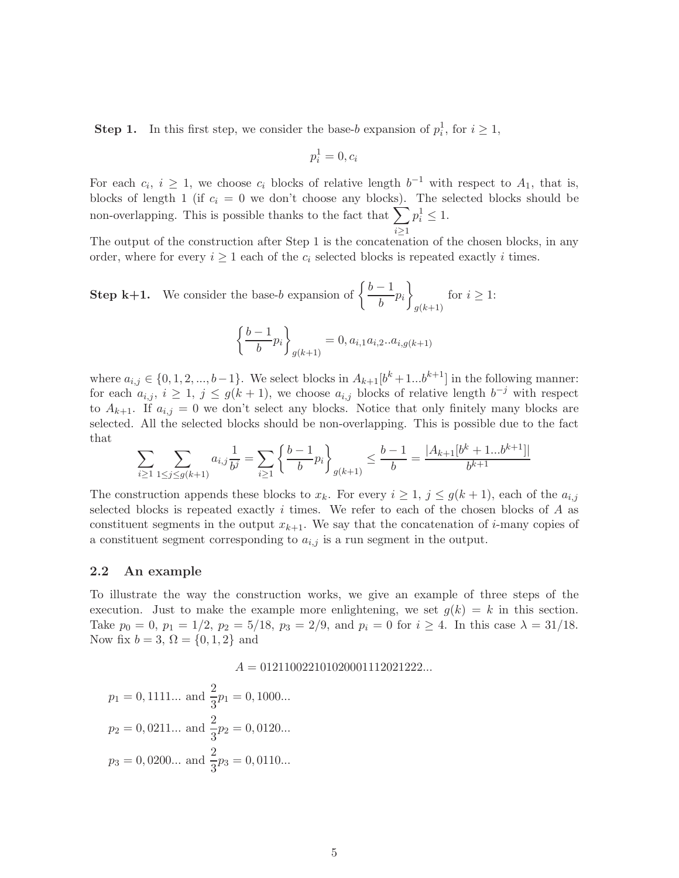**Step 1.** In this first step, we consider the base-$b$ expansion of $p_i^1$, for $i \geq 1$,

$$p_i^1 = 0, c_i$$

For each $c_i$, $i \geq 1$, we choose $c_i$ blocks of relative length $b^{-1}$ with respect to $A_1$, that is, blocks of length 1 (if $c_i = 0$ we don't choose any blocks). The selected blocks should be non-overlapping. This is possible thanks to the fact that $\sum_{i \geq 1} p_i^1 \leq 1$.

The output of the construction after Step 1 is the concatenation of the chosen blocks, in any order, where for every $i \geq 1$ each of the $c_i$ selected blocks is repeated exactly $i$ times.

**Step k+1.** We consider the base-$b$ expansion of $\left\{ \frac{b-1}{b} p_i \right\}_{g(k+1)}$ for $i \geq 1$:

$$\left\{ \frac{b-1}{b} p_i \right\}_{g(k+1)} = 0, a_{i,1} a_{i,2} .. a_{i,g(k+1)}$$

where $a_{i,j} \in \{0, 1, 2, ..., b-1\}$. We select blocks in $A_{k+1}[b^k + 1 ... b^{k+1}]$ in the following manner: for each $a_{i,j}$, $i \geq 1$, $j \leq g(k+1)$, we choose $a_{i,j}$ blocks of relative length $b^{-j}$ with respect to $A_{k+1}$. If $a_{i,j} = 0$ we don't select any blocks. Notice that only finitely many blocks are selected. All the selected blocks should be non-overlapping. This is possible due to the fact that

$$\sum_{i \geq 1} \sum_{1 \leq j \leq g(k+1)} a_{i,j} \frac{1}{b^j} = \sum_{i \geq 1} \left\{ \frac{b-1}{b} p_i \right\}_{g(k+1)} \leq \frac{b-1}{b} = \frac{|A_{k+1}[b^k + 1 ... b^{k+1}]|}{b^{k+1}}$$

The construction appends these blocks to $x_k$. For every $i \geq 1$, $j \leq g(k+1)$, each of the $a_{i,j}$ selected blocks is repeated exactly $i$ times. We refer to each of the chosen blocks of $A$ as constituent segments in the output $x_{k+1}$. We say that the concatenation of $i$-many copies of a constituent segment corresponding to $a_{i,j}$ is a run segment in the output.

## 2.2 An example

To illustrate the way the construction works, we give an example of three steps of the execution. Just to make the example more enlightening, we set $g(k) = k$ in this section. Take $p_0 = 0$, $p_1 = 1/2$, $p_2 = 5/18$, $p_3 = 2/9$, and $p_i = 0$ for $i \geq 4$. In this case $\lambda = 31/18$. Now fix $b = 3$, $\Omega = \{0, 1, 2\}$ and

$$A = 012110022101020001112021222...$$

$p_1 = 0, 1111...$ and $\frac{2}{3} p_1 = 0, 1000...$

$p_2 = 0, 0211...$ and $\frac{2}{3} p_2 = 0, 0120...$

$p_3 = 0, 0200...$ and $\frac{2}{3} p_3 = 0, 0110...$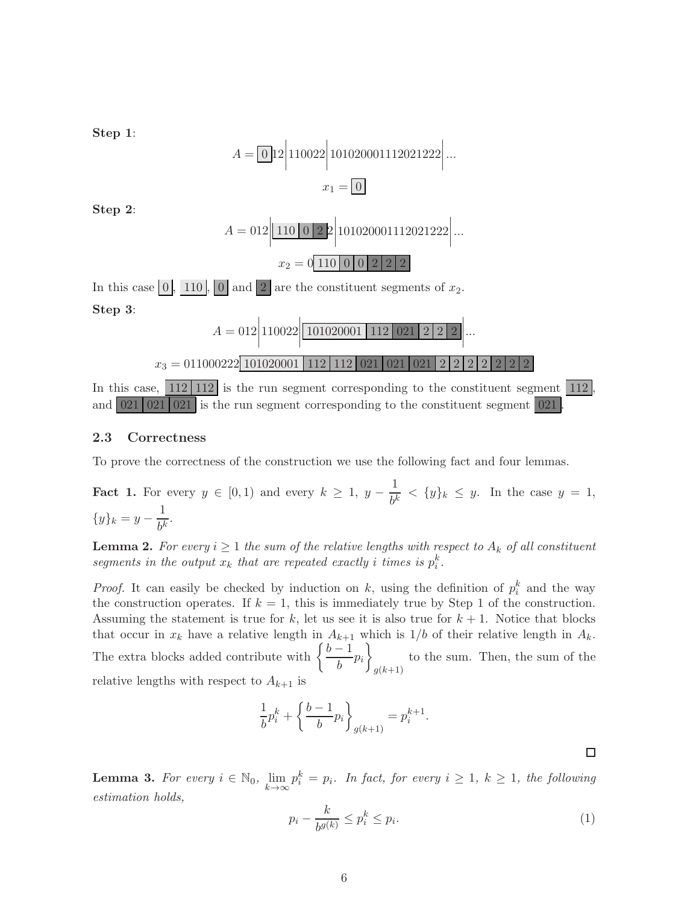**Step 1**:

$$A = \boxed{0}12 \Big| 110022 \Big| 101020001112021222 \Big| ...$$

$$x_1 = \boxed{0}$$

**Step 2**:

$$A = 012 \Big| \boxed{110}\boxed{0}\boxed{2}2 \Big| 101020001112021222 \Big| ...$$

$$x_2 = 0\,\boxed{110}\,\boxed{0}\,\boxed{0}\,\boxed{2}\,\boxed{2}\,\boxed{2}$$

In this case $\boxed{0}$, $\boxed{110}$, $\boxed{0}$ and $\boxed{2}$ are the constituent segments of $x_2$.

**Step 3**:

$$A = 012 \Big| 110022 \Big| \boxed{101020001}\boxed{112}\boxed{021}\boxed{2}\boxed{2}\boxed{2} \Big| ...$$

$$x_3 = 011000222\,\boxed{101020001}\,\boxed{112}\,\boxed{112}\,\boxed{021}\,\boxed{021}\,\boxed{021}\,\boxed{2}\,\boxed{2}\,\boxed{2}\,\boxed{2}\,\boxed{2}\,\boxed{2}\,\boxed{2}\,\boxed{2}$$

In this case, $\boxed{112}\boxed{112}$ is the run segment corresponding to the constituent segment $\boxed{112}$, and $\boxed{021}\boxed{021}\boxed{021}$ is the run segment corresponding to the constituent segment $\boxed{021}$.

### 2.3 Correctness

To prove the correctness of the construction we use the following fact and four lemmas.

**Fact 1.** For every $y \in [0, 1)$ and every $k \geq 1$, $y - \dfrac{1}{b^k} < \{y\}_k \leq y$. In the case $y = 1$, $\{y\}_k = y - \dfrac{1}{b^k}$.

**Lemma 2.** *For every $i \geq 1$ the sum of the relative lengths with respect to $A_k$ of all constituent segments in the output $x_k$ that are repeated exactly $i$ times is $p_i^k$.*

*Proof.* It can easily be checked by induction on $k$, using the definition of $p_i^k$ and the way the construction operates. If $k = 1$, this is immediately true by Step 1 of the construction. Assuming the statement is true for $k$, let us see it is also true for $k + 1$. Notice that blocks that occur in $x_k$ have a relative length in $A_{k+1}$ which is $1/b$ of their relative length in $A_k$. The extra blocks added contribute with $\left\{\dfrac{b-1}{b}p_i\right\}_{g(k+1)}$ to the sum. Then, the sum of the relative lengths with respect to $A_{k+1}$ is

$$\frac{1}{b}p_i^k + \left\{\frac{b-1}{b}p_i\right\}_{g(k+1)} = p_i^{k+1}.$$

□

**Lemma 3.** *For every $i \in \mathbb{N}_0$, $\lim_{k\to\infty} p_i^k = p_i$. In fact, for every $i \geq 1$, $k \geq 1$, the following estimation holds,*

$$p_i - \frac{k}{b^{g(k)}} \leq p_i^k \leq p_i. \tag{1}$$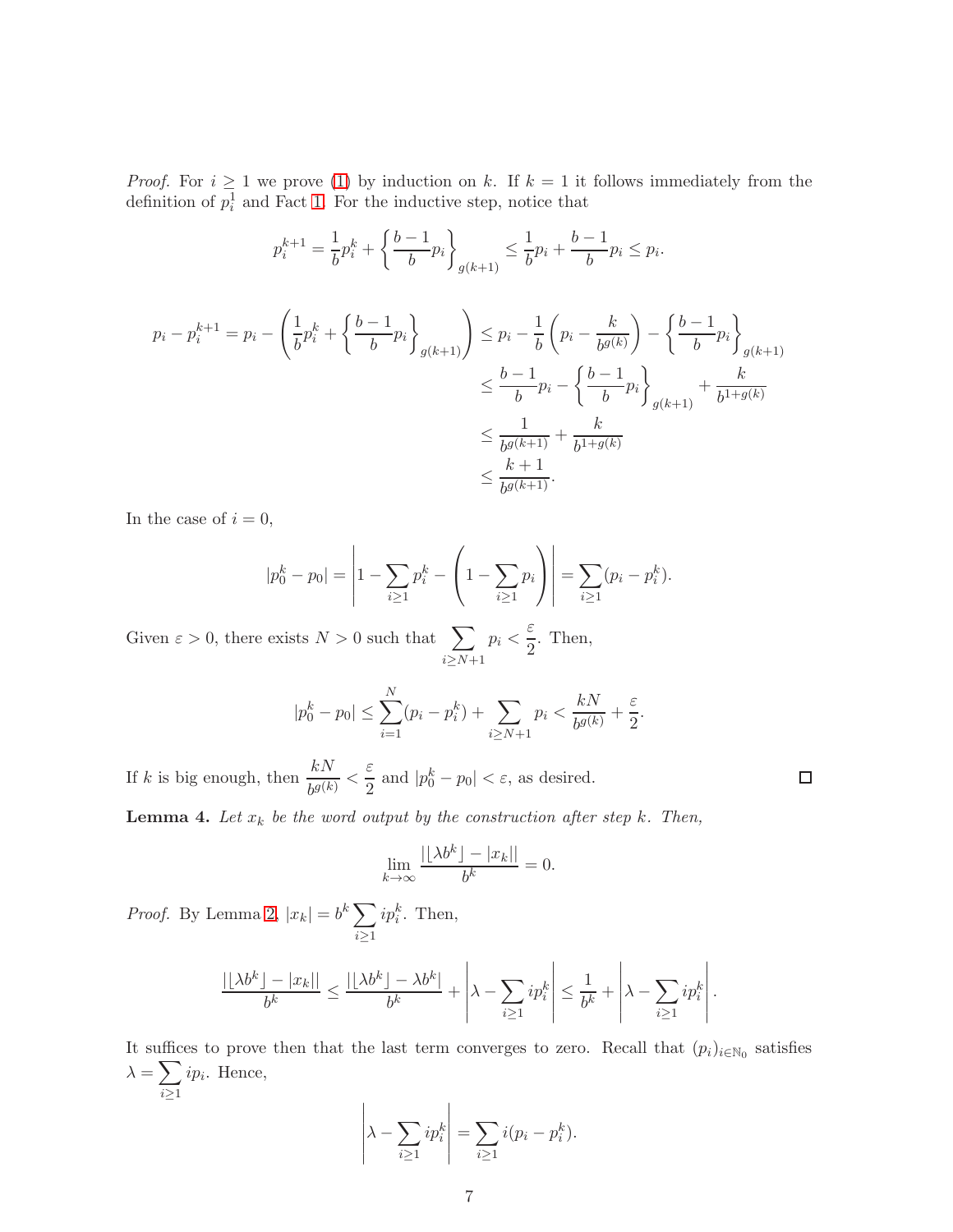*Proof.* For $i \geq 1$ we prove (1) by induction on $k$. If $k = 1$ it follows immediately from the definition of $p_i^1$ and Fact 1. For the inductive step, notice that

$$p_i^{k+1} = \frac{1}{b} p_i^k + \left\{ \frac{b-1}{b} p_i \right\}_{g(k+1)} \leq \frac{1}{b} p_i + \frac{b-1}{b} p_i \leq p_i.$$

$$\begin{aligned}
p_i - p_i^{k+1} = p_i - \left( \frac{1}{b} p_i^k + \left\{ \frac{b-1}{b} p_i \right\}_{g(k+1)} \right) &\leq p_i - \frac{1}{b}\left( p_i - \frac{k}{b^{g(k)}} \right) - \left\{ \frac{b-1}{b} p_i \right\}_{g(k+1)} \\
&\leq \frac{b-1}{b} p_i - \left\{ \frac{b-1}{b} p_i \right\}_{g(k+1)} + \frac{k}{b^{1+g(k)}} \\
&\leq \frac{1}{b^{g(k+1)}} + \frac{k}{b^{1+g(k)}} \\
&\leq \frac{k+1}{b^{g(k+1)}}.
\end{aligned}$$

In the case of $i = 0$,

$$|p_0^k - p_0| = \left| 1 - \sum_{i \geq 1} p_i^k - \left( 1 - \sum_{i \geq 1} p_i \right) \right| = \sum_{i \geq 1} (p_i - p_i^k).$$

Given $\varepsilon > 0$, there exists $N > 0$ such that $\sum_{i \geq N+1} p_i < \frac{\varepsilon}{2}$. Then,

$$|p_0^k - p_0| \leq \sum_{i=1}^{N} (p_i - p_i^k) + \sum_{i \geq N+1} p_i < \frac{kN}{b^{g(k)}} + \frac{\varepsilon}{2}.$$

If $k$ is big enough, then $\frac{kN}{b^{g(k)}} < \frac{\varepsilon}{2}$ and $|p_0^k - p_0| < \varepsilon$, as desired. ∎

**Lemma 4.** *Let $x_k$ be the word output by the construction after step $k$. Then,*

$$\lim_{k \to \infty} \frac{|\lfloor \lambda b^k \rfloor - |x_k||}{b^k} = 0.$$

*Proof.* By Lemma 2, $|x_k| = b^k \sum_{i \geq 1} i p_i^k$. Then,

$$\frac{|\lfloor \lambda b^k \rfloor - |x_k||}{b^k} \leq \frac{|\lfloor \lambda b^k \rfloor - \lambda b^k|}{b^k} + \left| \lambda - \sum_{i \geq 1} i p_i^k \right| \leq \frac{1}{b^k} + \left| \lambda - \sum_{i \geq 1} i p_i^k \right|.$$

It suffices to prove then that the last term converges to zero. Recall that $(p_i)_{i \in \mathbb{N}_0}$ satisfies $\lambda = \sum_{i \geq 1} i p_i$. Hence,

$$\left| \lambda - \sum_{i \geq 1} i p_i^k \right| = \sum_{i \geq 1} i (p_i - p_i^k).$$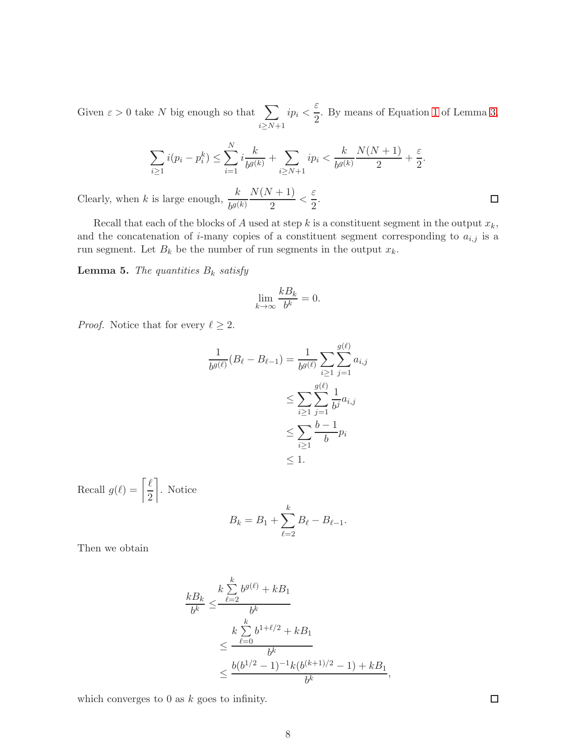Given $\varepsilon > 0$ take $N$ big enough so that $\sum_{i\geq N+1} ip_i < \frac{\varepsilon}{2}$. By means of Equation 1 of Lemma 3,

$$\sum_{i\geq 1} i(p_i - p_i^k) \leq \sum_{i=1}^{N} i\frac{k}{b^{g(k)}} + \sum_{i\geq N+1} ip_i < \frac{k}{b^{g(k)}}\frac{N(N+1)}{2} + \frac{\varepsilon}{2}.$$

Clearly, when $k$ is large enough, $\frac{k}{b^{g(k)}}\frac{N(N+1)}{2} < \frac{\varepsilon}{2}$. □

Recall that each of the blocks of $A$ used at step $k$ is a constituent segment in the output $x_k$, and the concatenation of $i$-many copies of a constituent segment corresponding to $a_{i,j}$ is a run segment. Let $B_k$ be the number of run segments in the output $x_k$.

**Lemma 5.** *The quantities $B_k$ satisfy*

$$\lim_{k\to\infty} \frac{kB_k}{b^k} = 0.$$

*Proof.* Notice that for every $\ell \geq 2$.

$$\begin{aligned}
\frac{1}{b^{g(\ell)}}(B_\ell - B_{\ell-1}) &= \frac{1}{b^{g(\ell)}} \sum_{i\geq 1} \sum_{j=1}^{g(\ell)} a_{i,j} \\
&\leq \sum_{i\geq 1} \sum_{j=1}^{g(\ell)} \frac{1}{b^j} a_{i,j} \\
&\leq \sum_{i\geq 1} \frac{b-1}{b} p_i \\
&\leq 1.
\end{aligned}$$

Recall $g(\ell) = \left\lceil \frac{\ell}{2} \right\rceil$. Notice

$$B_k = B_1 + \sum_{\ell=2}^{k} B_\ell - B_{\ell-1}.$$

Then we obtain

$$\begin{aligned}
\frac{kB_k}{b^k} &\leq \frac{k\sum_{\ell=2}^{k} b^{g(\ell)} + kB_1}{b^k} \\
&\leq \frac{k\sum_{\ell=0}^{k} b^{1+\ell/2} + kB_1}{b^k} \\
&\leq \frac{b(b^{1/2}-1)^{-1}k(b^{(k+1)/2}-1) + kB_1}{b^k},
\end{aligned}$$

which converges to 0 as $k$ goes to infinity. □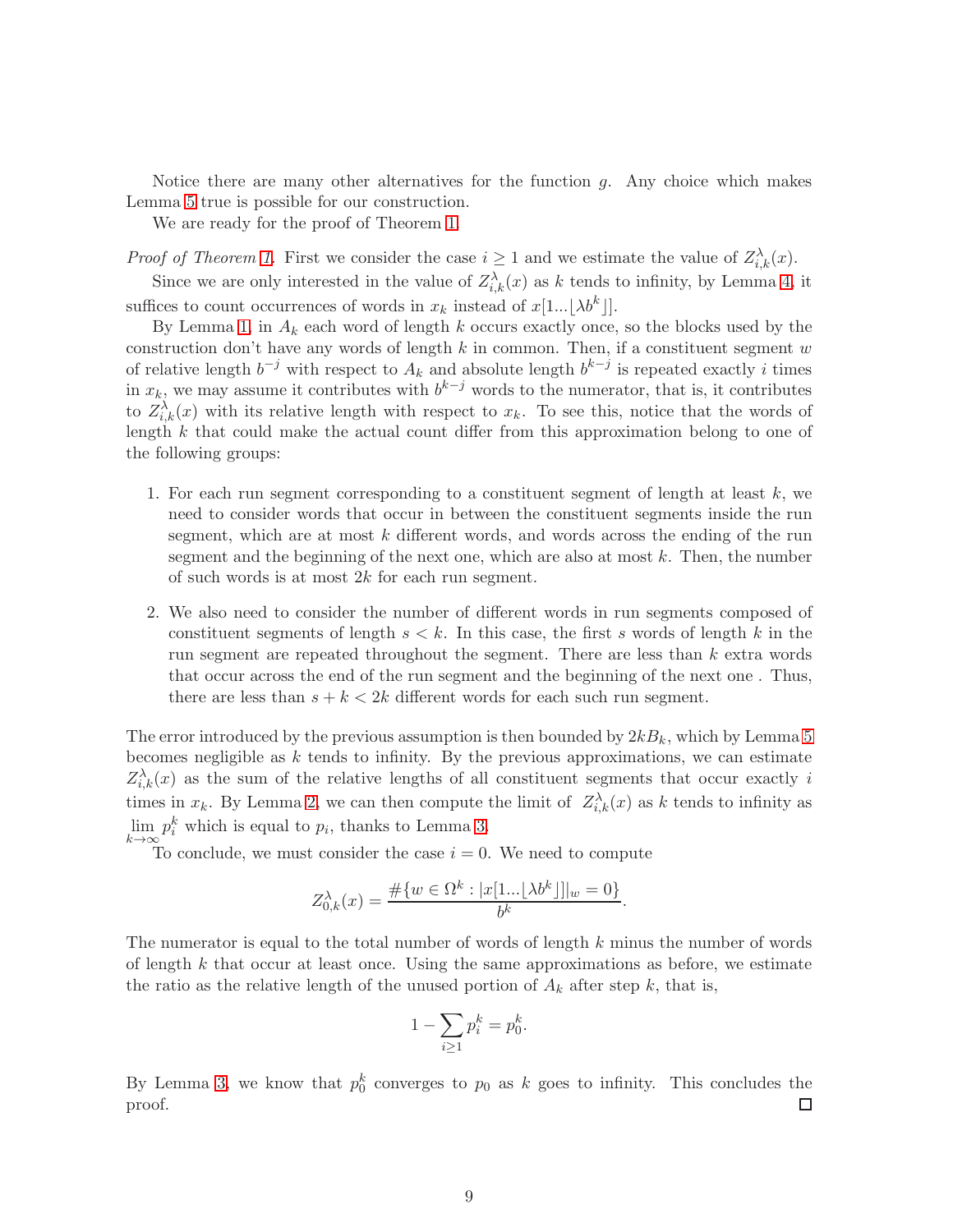Notice there are many other alternatives for the function $g$. Any choice which makes Lemma 5 true is possible for our construction.

We are ready for the proof of Theorem 1.

*Proof of Theorem 1.* First we consider the case $i \geq 1$ and we estimate the value of $Z^{\lambda}_{i,k}(x)$.

Since we are only interested in the value of $Z^{\lambda}_{i,k}(x)$ as $k$ tends to infinity, by Lemma 4, it suffices to count occurrences of words in $x_k$ instead of $x[1...\lfloor \lambda b^k \rfloor]$.

By Lemma 1, in $A_k$ each word of length $k$ occurs exactly once, so the blocks used by the construction don't have any words of length $k$ in common. Then, if a constituent segment $w$ of relative length $b^{-j}$ with respect to $A_k$ and absolute length $b^{k-j}$ is repeated exactly $i$ times in $x_k$, we may assume it contributes with $b^{k-j}$ words to the numerator, that is, it contributes to $Z^{\lambda}_{i,k}(x)$ with its relative length with respect to $x_k$. To see this, notice that the words of length $k$ that could make the actual count differ from this approximation belong to one of the following groups:

1. For each run segment corresponding to a constituent segment of length at least $k$, we need to consider words that occur in between the constituent segments inside the run segment, which are at most $k$ different words, and words across the ending of the run segment and the beginning of the next one, which are also at most $k$. Then, the number of such words is at most $2k$ for each run segment.

2. We also need to consider the number of different words in run segments composed of constituent segments of length $s < k$. In this case, the first $s$ words of length $k$ in the run segment are repeated throughout the segment. There are less than $k$ extra words that occur across the end of the run segment and the beginning of the next one . Thus, there are less than $s + k < 2k$ different words for each such run segment.

The error introduced by the previous assumption is then bounded by $2kB_k$, which by Lemma 5 becomes negligible as $k$ tends to infinity. By the previous approximations, we can estimate $Z^{\lambda}_{i,k}(x)$ as the sum of the relative lengths of all constituent segments that occur exactly $i$ times in $x_k$. By Lemma 2, we can then compute the limit of $Z^{\lambda}_{i,k}(x)$ as $k$ tends to infinity as $\lim_{k\to\infty} p^k_i$ which is equal to $p_i$, thanks to Lemma 3.

To conclude, we must consider the case $i = 0$. We need to compute

$$Z^{\lambda}_{0,k}(x) = \frac{\#\{w \in \Omega^k : |x[1...\lfloor \lambda b^k \rfloor]|_w = 0\}}{b^k}.$$

The numerator is equal to the total number of words of length $k$ minus the number of words of length $k$ that occur at least once. Using the same approximations as before, we estimate the ratio as the relative length of the unused portion of $A_k$ after step $k$, that is,

$$1 - \sum_{i\geq 1} p^k_i = p^k_0.$$

By Lemma 3, we know that $p^k_0$ converges to $p_0$ as $k$ goes to infinity. This concludes the proof. □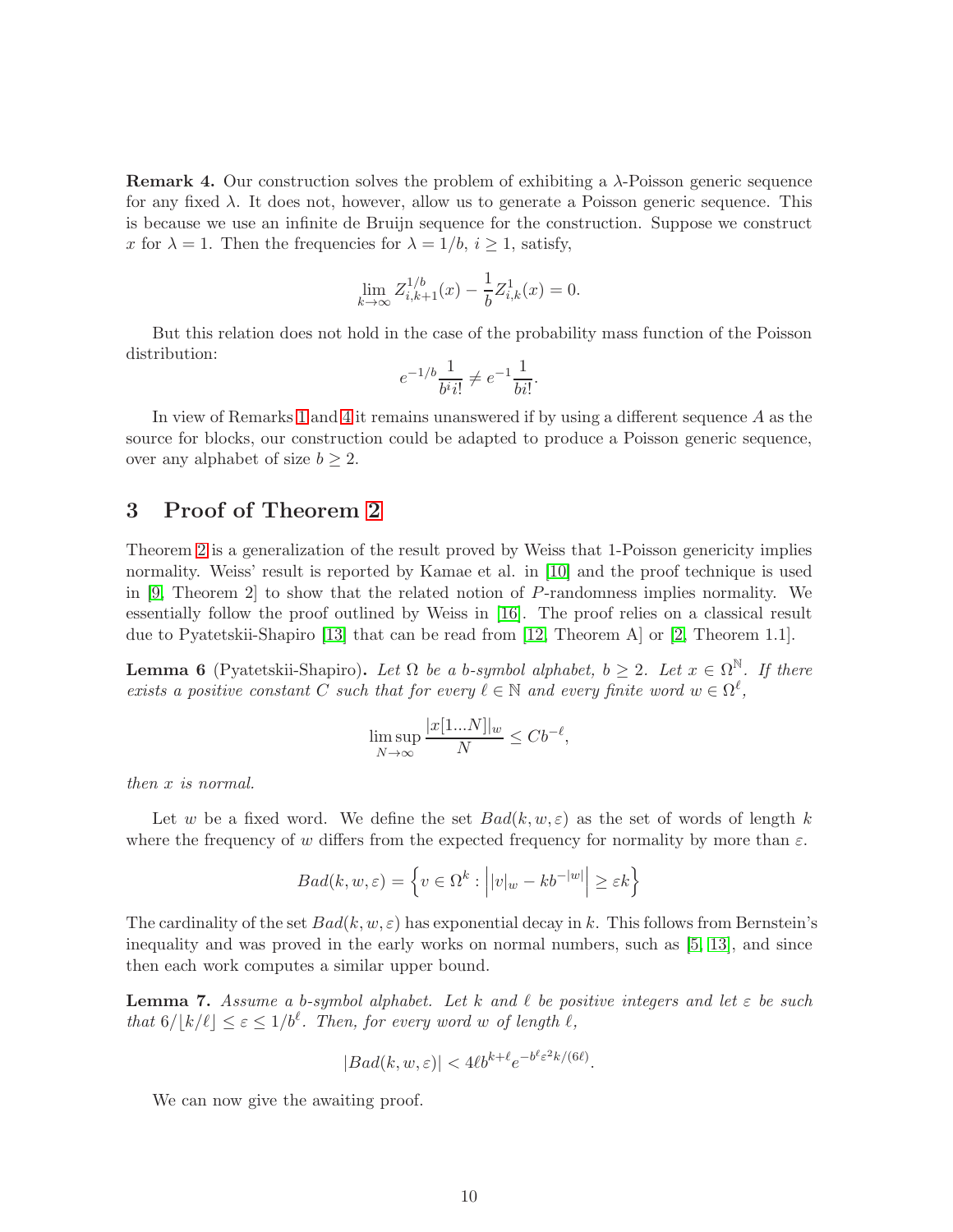**Remark 4.** Our construction solves the problem of exhibiting a $\lambda$-Poisson generic sequence for any fixed $\lambda$. It does not, however, allow us to generate a Poisson generic sequence. This is because we use an infinite de Bruijn sequence for the construction. Suppose we construct $x$ for $\lambda = 1$. Then the frequencies for $\lambda = 1/b$, $i \geq 1$, satisfy,

$$\lim_{k\to\infty} Z^{1/b}_{i,k+1}(x) - \frac{1}{b} Z^{1}_{i,k}(x) = 0.$$

But this relation does not hold in the case of the probability mass function of the Poisson distribution:

$$e^{-1/b}\frac{1}{b^i i!} \neq e^{-1}\frac{1}{bi!}.$$

In view of Remarks 1 and 4 it remains unanswered if by using a different sequence $A$ as the source for blocks, our construction could be adapted to produce a Poisson generic sequence, over any alphabet of size $b \geq 2$.

## 3 Proof of Theorem 2

Theorem 2 is a generalization of the result proved by Weiss that 1-Poisson genericity implies normality. Weiss' result is reported by Kamae et al. in [10] and the proof technique is used in [9, Theorem 2] to show that the related notion of $P$-randomness implies normality. We essentially follow the proof outlined by Weiss in [16]. The proof relies on a classical result due to Pyatetskii-Shapiro [13] that can be read from [12, Theorem A] or [2, Theorem 1.1].

**Lemma 6** (Pyatetskii-Shapiro)**.** *Let $\Omega$ be a $b$-symbol alphabet, $b \geq 2$. Let $x \in \Omega^{\mathbb{N}}$. If there exists a positive constant $C$ such that for every $\ell \in \mathbb{N}$ and every finite word $w \in \Omega^{\ell}$,*

$$\limsup_{N\to\infty} \frac{|x[1...N]|_w}{N} \leq Cb^{-\ell},$$

*then $x$ is normal.*

Let $w$ be a fixed word. We define the set $Bad(k, w, \varepsilon)$ as the set of words of length $k$ where the frequency of $w$ differs from the expected frequency for normality by more than $\varepsilon$.

$$Bad(k, w, \varepsilon) = \left\{ v \in \Omega^k : \left| |v|_w - kb^{-|w|} \right| \geq \varepsilon k \right\}$$

The cardinality of the set $Bad(k, w, \varepsilon)$ has exponential decay in $k$. This follows from Bernstein's inequality and was proved in the early works on normal numbers, such as [5, 13], and since then each work computes a similar upper bound.

**Lemma 7.** *Assume a $b$-symbol alphabet. Let $k$ and $\ell$ be positive integers and let $\varepsilon$ be such that $6/\lfloor k/\ell \rfloor \leq \varepsilon \leq 1/b^{\ell}$. Then, for every word $w$ of length $\ell$,*

$$|Bad(k, w, \varepsilon)| < 4\ell b^{k+\ell} e^{-b^{\ell}\varepsilon^2 k/(6\ell)}.$$

We can now give the awaiting proof.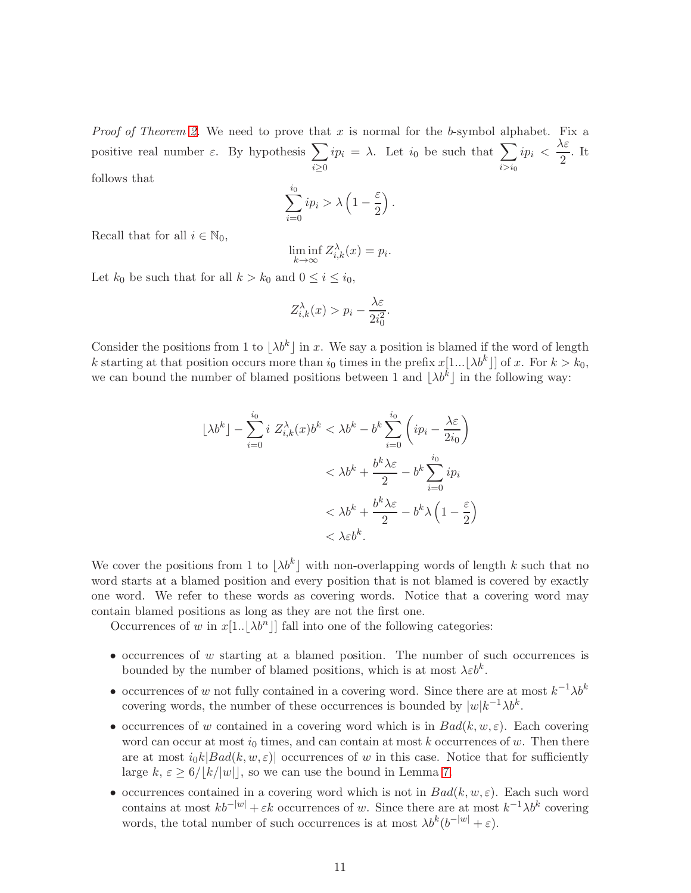*Proof of Theorem 2.* We need to prove that $x$ is normal for the $b$-symbol alphabet. Fix a positive real number $\varepsilon$. By hypothesis $\sum_{i\geq 0} ip_i = \lambda$. Let $i_0$ be such that $\sum_{i>i_0} ip_i < \frac{\lambda\varepsilon}{2}$. It follows that

$$\sum_{i=0}^{i_0} ip_i > \lambda\left(1 - \frac{\varepsilon}{2}\right).$$

Recall that for all $i \in \mathbb{N}_0$,

$$\liminf_{k\to\infty} Z_{i,k}^{\lambda}(x) = p_i.$$

Let $k_0$ be such that for all $k > k_0$ and $0 \leq i \leq i_0$,

$$Z_{i,k}^{\lambda}(x) > p_i - \frac{\lambda\varepsilon}{2i_0^2}.$$

Consider the positions from 1 to $\lfloor \lambda b^k \rfloor$ in $x$. We say a position is blamed if the word of length $k$ starting at that position occurs more than $i_0$ times in the prefix $x[1...\lfloor\lambda b^k\rfloor]$ of $x$. For $k > k_0$, we can bound the number of blamed positions between 1 and $\lfloor \lambda b^k \rfloor$ in the following way:

$$\begin{aligned}
\lfloor \lambda b^k \rfloor - \sum_{i=0}^{i_0} i\ Z_{i,k}^{\lambda}(x) b^k &< \lambda b^k - b^k \sum_{i=0}^{i_0}\left(ip_i - \frac{\lambda\varepsilon}{2i_0}\right) \\
&< \lambda b^k + \frac{b^k\lambda\varepsilon}{2} - b^k \sum_{i=0}^{i_0} ip_i \\
&< \lambda b^k + \frac{b^k\lambda\varepsilon}{2} - b^k\lambda\left(1 - \frac{\varepsilon}{2}\right) \\
&< \lambda\varepsilon b^k.
\end{aligned}$$

We cover the positions from 1 to $\lfloor \lambda b^k \rfloor$ with non-overlapping words of length $k$ such that no word starts at a blamed position and every position that is not blamed is covered by exactly one word. We refer to these words as covering words. Notice that a covering word may contain blamed positions as long as they are not the first one.

Occurrences of $w$ in $x[1..\lfloor\lambda b^n\rfloor]$ fall into one of the following categories:

- occurrences of $w$ starting at a blamed position. The number of such occurrences is bounded by the number of blamed positions, which is at most $\lambda\varepsilon b^k$.
- occurrences of $w$ not fully contained in a covering word. Since there are at most $k^{-1}\lambda b^k$ covering words, the number of these occurrences is bounded by $|w|k^{-1}\lambda b^k$.
- occurrences of $w$ contained in a covering word which is in $Bad(k, w, \varepsilon)$. Each covering word can occur at most $i_0$ times, and can contain at most $k$ occurrences of $w$. Then there are at most $i_0 k|Bad(k, w, \varepsilon)|$ occurrences of $w$ in this case. Notice that for sufficiently large $k$, $\varepsilon \geq 6/\lfloor k/|w|\rfloor$, so we can use the bound in Lemma 7.
- occurrences contained in a covering word which is not in $Bad(k, w, \varepsilon)$. Each such word contains at most $kb^{-|w|} + \varepsilon k$ occurrences of $w$. Since there are at most $k^{-1}\lambda b^k$ covering words, the total number of such occurrences is at most $\lambda b^k(b^{-|w|} + \varepsilon)$.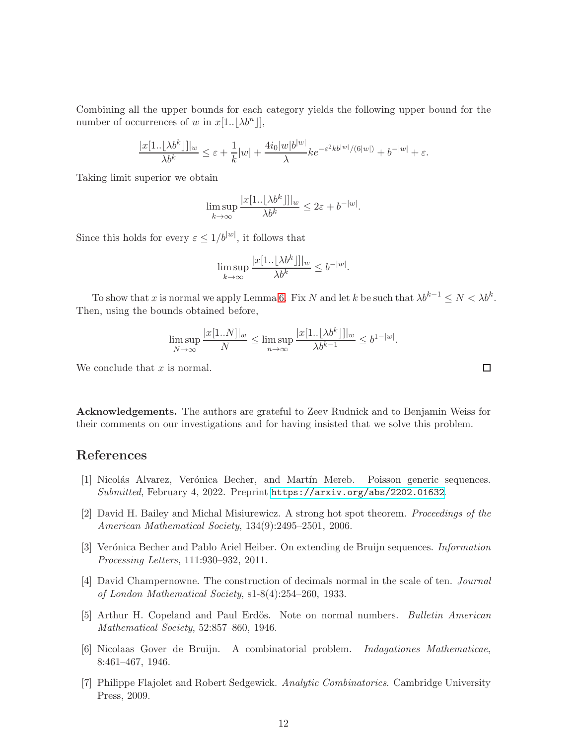Combining all the upper bounds for each category yields the following upper bound for the number of occurrences of $w$ in $x[1..\lfloor \lambda b^n \rfloor]$,

$$\frac{|x[1..\lfloor \lambda b^k \rfloor]|_w}{\lambda b^k} \leq \varepsilon + \frac{1}{k}|w| + \frac{4 i_0 |w| b^{|w|}}{\lambda} k e^{-\varepsilon^2 k b^{|w|}/(6|w|)} + b^{-|w|} + \varepsilon.$$

Taking limit superior we obtain

$$\limsup_{k \to \infty} \frac{|x[1..\lfloor \lambda b^k \rfloor]|_w}{\lambda b^k} \leq 2\varepsilon + b^{-|w|}.$$

Since this holds for every $\varepsilon \leq 1/b^{|w|}$, it follows that

$$\limsup_{k \to \infty} \frac{|x[1..\lfloor \lambda b^k \rfloor]|_w}{\lambda b^k} \leq b^{-|w|}.$$

To show that $x$ is normal we apply Lemma 6. Fix $N$ and let $k$ be such that $\lambda b^{k-1} \leq N < \lambda b^k$. Then, using the bounds obtained before,

$$\limsup_{N \to \infty} \frac{|x[1..N]|_w}{N} \leq \limsup_{n \to \infty} \frac{|x[1..\lfloor \lambda b^k \rfloor]|_w}{\lambda b^{k-1}} \leq b^{1-|w|}.$$

We conclude that $x$ is normal. ◻

**Acknowledgements.** The authors are grateful to Zeev Rudnick and to Benjamin Weiss for their comments on our investigations and for having insisted that we solve this problem.

## References

[1] Nicolás Alvarez, Verónica Becher, and Martín Mereb. Poisson generic sequences. *Submitted*, February 4, 2022. Preprint https://arxiv.org/abs/2202.01632.

[2] David H. Bailey and Michal Misiurewicz. A strong hot spot theorem. *Proceedings of the American Mathematical Society*, 134(9):2495–2501, 2006.

[3] Verónica Becher and Pablo Ariel Heiber. On extending de Bruijn sequences. *Information Processing Letters*, 111:930–932, 2011.

[4] David Champernowne. The construction of decimals normal in the scale of ten. *Journal of London Mathematical Society*, s1-8(4):254–260, 1933.

[5] Arthur H. Copeland and Paul Erdös. Note on normal numbers. *Bulletin American Mathematical Society*, 52:857–860, 1946.

[6] Nicolaas Gover de Bruijn. A combinatorial problem. *Indagationes Mathematicae*, 8:461–467, 1946.

[7] Philippe Flajolet and Robert Sedgewick. *Analytic Combinatorics*. Cambridge University Press, 2009.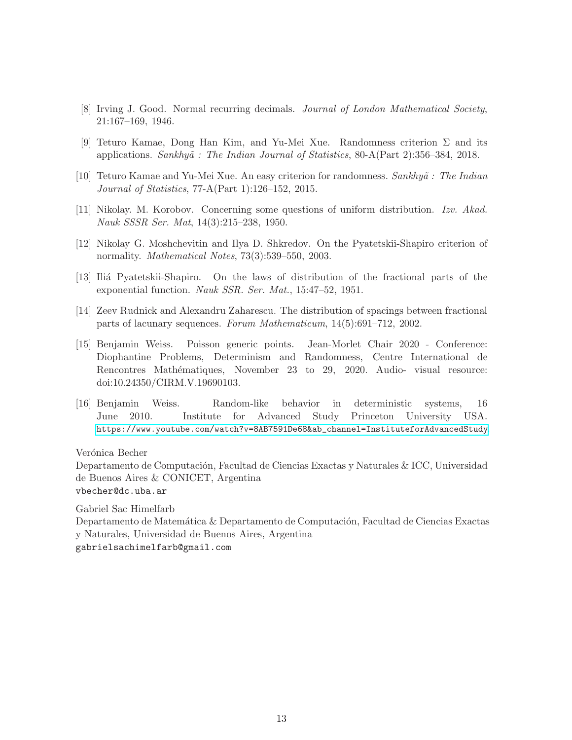[8] Irving J. Good. Normal recurring decimals. *Journal of London Mathematical Society*, 21:167–169, 1946.

[9] Teturo Kamae, Dong Han Kim, and Yu-Mei Xue. Randomness criterion $\Sigma$ and its applications. *Sankhyã : The Indian Journal of Statistics*, 80-A(Part 2):356–384, 2018.

[10] Teturo Kamae and Yu-Mei Xue. An easy criterion for randomness. *Sankhyã : The Indian Journal of Statistics*, 77-A(Part 1):126–152, 2015.

[11] Nikolay. M. Korobov. Concerning some questions of uniform distribution. *Izv. Akad. Nauk SSSR Ser. Mat*, 14(3):215–238, 1950.

[12] Nikolay G. Moshchevitin and Ilya D. Shkredov. On the Pyatetskii-Shapiro criterion of normality. *Mathematical Notes*, 73(3):539–550, 2003.

[13] Iliá Pyatetskii-Shapiro. On the laws of distribution of the fractional parts of the exponential function. *Nauk SSR. Ser. Mat.*, 15:47–52, 1951.

[14] Zeev Rudnick and Alexandru Zaharescu. The distribution of spacings between fractional parts of lacunary sequences. *Forum Mathematicum*, 14(5):691–712, 2002.

[15] Benjamin Weiss. Poisson generic points. Jean-Morlet Chair 2020 - Conference: Diophantine Problems, Determinism and Randomness, Centre International de Rencontres Mathématiques, November 23 to 29, 2020. Audio- visual resource: doi:10.24350/CIRM.V.19690103.

[16] Benjamin Weiss. Random-like behavior in deterministic systems, 16 June 2010. Institute for Advanced Study Princeton University USA. https://www.youtube.com/watch?v=8AB7591De68&ab_channel=InstituteforAdvancedStudy.

Verónica Becher
Departamento de Computación, Facultad de Ciencias Exactas y Naturales & ICC, Universidad de Buenos Aires & CONICET, Argentina
vbecher@dc.uba.ar

Gabriel Sac Himelfarb
Departamento de Matemática & Departamento de Computación, Facultad de Ciencias Exactas y Naturales, Universidad de Buenos Aires, Argentina
gabrielsachimelfarb@gmail.com